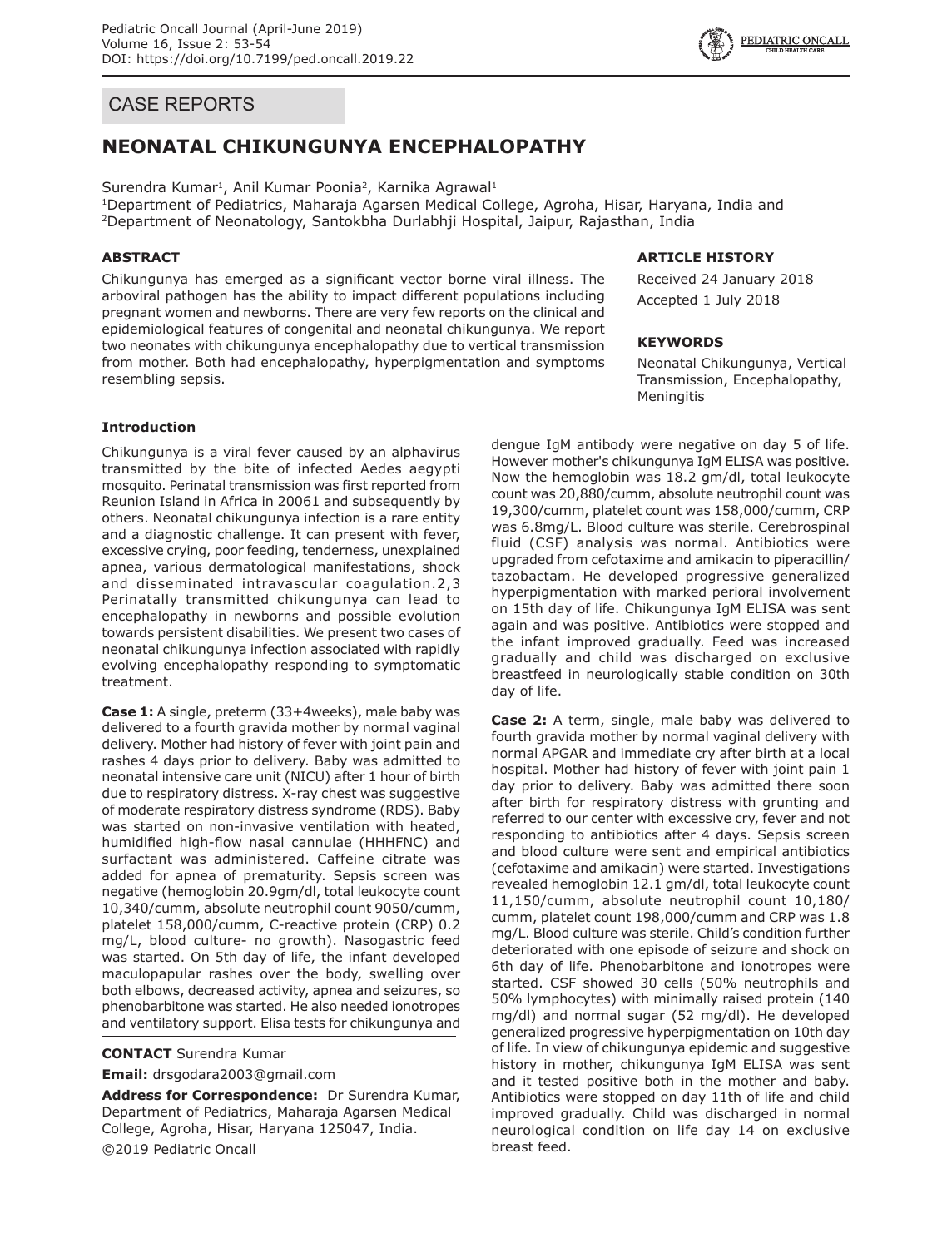## CASE REPORTS

# NEONATAL CHIKUNGUNYA ENCEPHALOPATHY

Surendra Kumar[1], Anil Kumar Poonia[2], Karnika Agrawal[1]

[1]Department of Pediatrics, Maharaja Agarsen Medical College, Agroha, Hisar, Haryana, India and
[2]Department of Neonatology, Santokbha Durlabhji Hospital, Jaipur, Rajasthan, India

### ABSTRACT

Chikungunya has emerged as a significant vector borne viral illness. The arboviral pathogen has the ability to impact different populations including pregnant women and newborns. There are very few reports on the clinical and epidemiological features of congenital and neonatal chikungunya. We report two neonates with chikungunya encephalopathy due to vertical transmission from mother. Both had encephalopathy, hyperpigmentation and symptoms resembling sepsis.

### ARTICLE HISTORY

Received 24 January 2018

Accepted 1 July 2018

### KEYWORDS

Neonatal Chikungunya, Vertical Transmission, Encephalopathy, Meningitis

### Introduction

Chikungunya is a viral fever caused by an alphavirus transmitted by the bite of infected Aedes aegypti mosquito. Perinatal transmission was first reported from Reunion Island in Africa in 2006[1] and subsequently by others. Neonatal chikungunya infection is a rare entity and a diagnostic challenge. It can present with fever, excessive crying, poor feeding, tenderness, unexplained apnea, various dermatological manifestations, shock and disseminated intravascular coagulation.[2,3] Perinatally transmitted chikungunya can lead to encephalopathy in newborns and possible evolution towards persistent disabilities. We present two cases of neonatal chikungunya infection associated with rapidly evolving encephalopathy responding to symptomatic treatment.

**Case 1:** A single, preterm (33+4weeks), male baby was delivered to a fourth gravida mother by normal vaginal delivery. Mother had history of fever with joint pain and rashes 4 days prior to delivery. Baby was admitted to neonatal intensive care unit (NICU) after 1 hour of birth due to respiratory distress. X-ray chest was suggestive of moderate respiratory distress syndrome (RDS). Baby was started on non-invasive ventilation with heated, humidified high-flow nasal cannulae (HHHFNC) and surfactant was administered. Caffeine citrate was added for apnea of prematurity. Sepsis screen was negative (hemoglobin 20.9gm/dl, total leukocyte count 10,340/cumm, absolute neutrophil count 9050/cumm, platelet 158,000/cumm, C-reactive protein (CRP) 0.2 mg/L, blood culture- no growth). Nasogastric feed was started. On 5th day of life, the infant developed maculopapular rashes over the body, swelling over both elbows, decreased activity, apnea and seizures, so phenobarbitone was started. He also needed ionotropes and ventilatory support. Elisa tests for chikungunya and dengue IgM antibody were negative on day 5 of life. However mother's chikungunya IgM ELISA was positive. Now the hemoglobin was 18.2 gm/dl, total leukocyte count was 20,880/cumm, absolute neutrophil count was 19,300/cumm, platelet count was 158,000/cumm, CRP was 6.8mg/L. Blood culture was sterile. Cerebrospinal fluid (CSF) analysis was normal. Antibiotics were upgraded from cefotaxime and amikacin to piperacillin/tazobactam. He developed progressive generalized hyperpigmentation with marked perioral involvement on 15th day of life. Chikungunya IgM ELISA was sent again and was positive. Antibiotics were stopped and the infant improved gradually. Feed was increased gradually and child was discharged on exclusive breastfeed in neurologically stable condition on 30th day of life.

**Case 2:** A term, single, male baby was delivered to fourth gravida mother by normal vaginal delivery with normal APGAR and immediate cry after birth at a local hospital. Mother had history of fever with joint pain 1 day prior to delivery. Baby was admitted there soon after birth for respiratory distress with grunting and referred to our center with excessive cry, fever and not responding to antibiotics after 4 days. Sepsis screen and blood culture were sent and empirical antibiotics (cefotaxime and amikacin) were started. Investigations revealed hemoglobin 12.1 gm/dl, total leukocyte count 11,150/cumm, absolute neutrophil count 10,180/cumm, platelet count 198,000/cumm and CRP was 1.8 mg/L. Blood culture was sterile. Child's condition further deteriorated with one episode of seizure and shock on 6th day of life. Phenobarbitone and ionotropes were started. CSF showed 30 cells (50% neutrophils and 50% lymphocytes) with minimally raised protein (140 mg/dl) and normal sugar (52 mg/dl). He developed generalized progressive hyperpigmentation on 10th day of life. In view of chikungunya epidemic and suggestive history in mother, chikungunya IgM ELISA was sent and it tested positive both in the mother and baby. Antibiotics were stopped on day 11th of life and child improved gradually. Child was discharged in normal neurological condition on life day 14 on exclusive breast feed.

**CONTACT** Surendra Kumar

**Email:** drsgodara2003@gmail.com

**Address for Correspondence:** Dr Surendra Kumar, Department of Pediatrics, Maharaja Agarsen Medical College, Agroha, Hisar, Haryana 125047, India.

©2019 Pediatric Oncall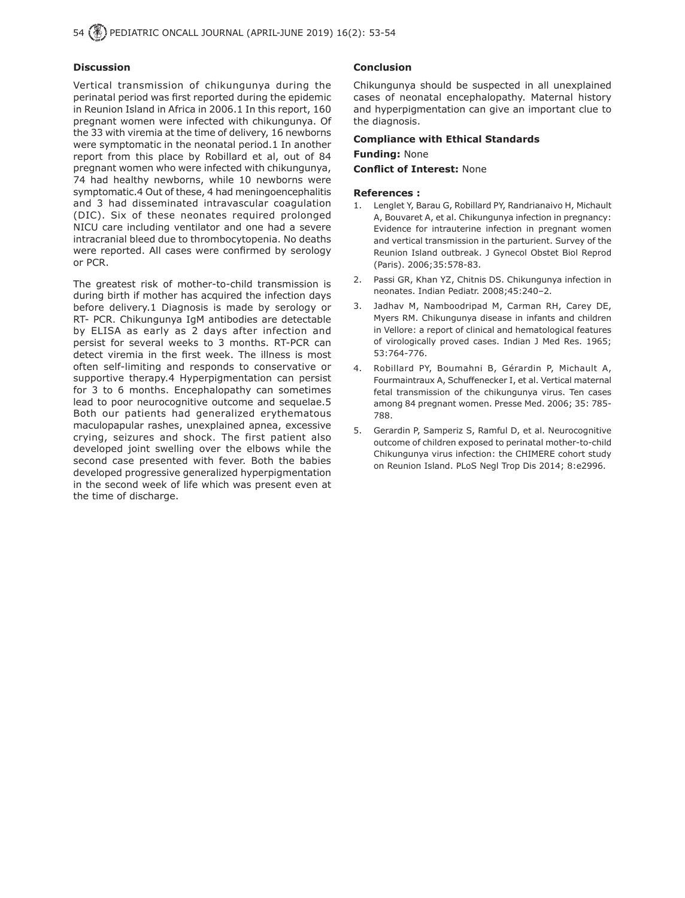## Discussion

Vertical transmission of chikungunya during the perinatal period was first reported during the epidemic in Reunion Island in Africa in 2006.[1] In this report, 160 pregnant women were infected with chikungunya. Of the 33 with viremia at the time of delivery, 16 newborns were symptomatic in the neonatal period.[1] In another report from this place by Robillard et al, out of 84 pregnant women who were infected with chikungunya, 74 had healthy newborns, while 10 newborns were symptomatic.[4] Out of these, 4 had meningoencephalitis and 3 had disseminated intravascular coagulation (DIC). Six of these neonates required prolonged NICU care including ventilator and one had a severe intracranial bleed due to thrombocytopenia. No deaths were reported. All cases were confirmed by serology or PCR.

The greatest risk of mother-to-child transmission is during birth if mother has acquired the infection days before delivery.[1] Diagnosis is made by serology or RT- PCR. Chikungunya IgM antibodies are detectable by ELISA as early as 2 days after infection and persist for several weeks to 3 months. RT-PCR can detect viremia in the first week. The illness is most often self-limiting and responds to conservative or supportive therapy.[4] Hyperpigmentation can persist for 3 to 6 months. Encephalopathy can sometimes lead to poor neurocognitive outcome and sequelae.[5] Both our patients had generalized erythematous maculopapular rashes, unexplained apnea, excessive crying, seizures and shock. The first patient also developed joint swelling over the elbows while the second case presented with fever. Both the babies developed progressive generalized hyperpigmentation in the second week of life which was present even at the time of discharge.

## Conclusion

Chikungunya should be suspected in all unexplained cases of neonatal encephalopathy. Maternal history and hyperpigmentation can give an important clue to the diagnosis.

### Compliance with Ethical Standards

**Funding:** None

**Conflict of Interest:** None

### References :

1. Lenglet Y, Barau G, Robillard PY, Randrianaivo H, Michault A, Bouvaret A, et al. Chikungunya infection in pregnancy: Evidence for intrauterine infection in pregnant women and vertical transmission in the parturient. Survey of the Reunion Island outbreak. J Gynecol Obstet Biol Reprod (Paris). 2006;35:578-83.
2. Passi GR, Khan YZ, Chitnis DS. Chikungunya infection in neonates. Indian Pediatr. 2008;45:240–2.
3. Jadhav M, Namboodripad M, Carman RH, Carey DE, Myers RM. Chikungunya disease in infants and children in Vellore: a report of clinical and hematological features of virologically proved cases. Indian J Med Res. 1965; 53:764-776.
4. Robillard PY, Boumahni B, Gérardin P, Michault A, Fourmaintraux A, Schuffenecker I, et al. Vertical maternal fetal transmission of the chikungunya virus. Ten cases among 84 pregnant women. Presse Med. 2006; 35: 785-788.
5. Gerardin P, Samperiz S, Ramful D, et al. Neurocognitive outcome of children exposed to perinatal mother-to-child Chikungunya virus infection: the CHIMERE cohort study on Reunion Island. PLoS Negl Trop Dis 2014; 8:e2996.